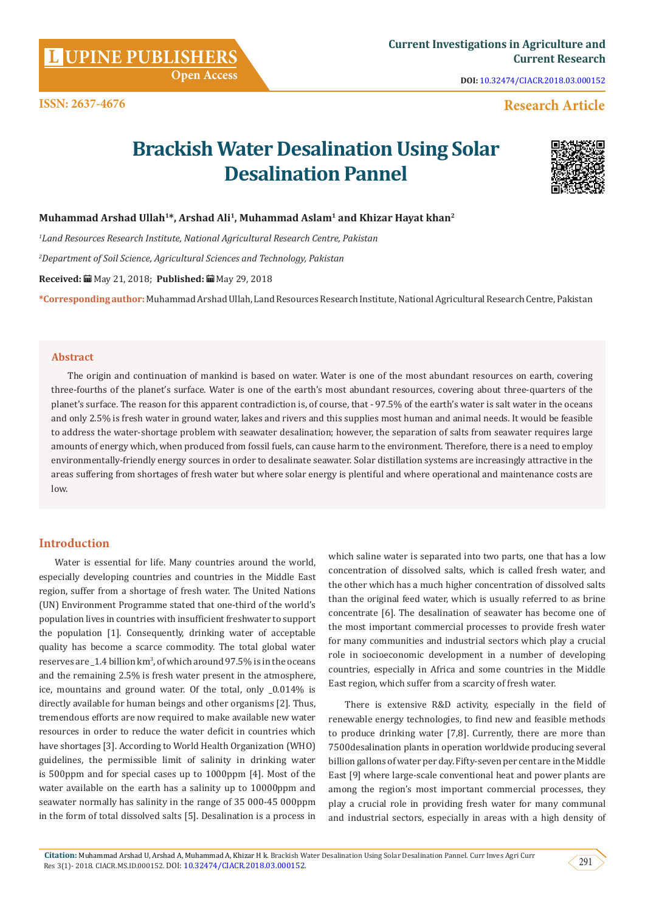Research Article

# Brackish Water Desalination Using Solar Desalination Pannel

**Muhammad Arshad Ullah[1]\*, Arshad Ali[1], Muhammad Aslam[1] and Khizar Hayat khan[2]**

*[1]Land Resources Research Institute, National Agricultural Research Centre, Pakistan*

*[2]Department of Soil Science, Agricultural Sciences and Technology, Pakistan*

**Received:** May 21, 2018; **Published:** May 29, 2018

**\*Corresponding author:** Muhammad Arshad Ullah, Land Resources Research Institute, National Agricultural Research Centre, Pakistan

## Abstract

The origin and continuation of mankind is based on water. Water is one of the most abundant resources on earth, covering three-fourths of the planet's surface. Water is one of the earth's most abundant resources, covering about three-quarters of the planet's surface. The reason for this apparent contradiction is, of course, that - 97.5% of the earth's water is salt water in the oceans and only 2.5% is fresh water in ground water, lakes and rivers and this supplies most human and animal needs. It would be feasible to address the water-shortage problem with seawater desalination; however, the separation of salts from seawater requires large amounts of energy which, when produced from fossil fuels, can cause harm to the environment. Therefore, there is a need to employ environmentally-friendly energy sources in order to desalinate seawater. Solar distillation systems are increasingly attractive in the areas suffering from shortages of fresh water but where solar energy is plentiful and where operational and maintenance costs are low.

## Introduction

Water is essential for life. Many countries around the world, especially developing countries and countries in the Middle East region, suffer from a shortage of fresh water. The United Nations (UN) Environment Programme stated that one-third of the world's population lives in countries with insufficient freshwater to support the population [1]. Consequently, drinking water of acceptable quality has become a scarce commodity. The total global water reserves are _1.4 billion $km^3$, of which around 97.5% is in the oceans and the remaining 2.5% is fresh water present in the atmosphere, ice, mountains and ground water. Of the total, only _0.014% is directly available for human beings and other organisms [2]. Thus, tremendous efforts are now required to make available new water resources in order to reduce the water deficit in countries which have shortages [3]. According to World Health Organization (WHO) guidelines, the permissible limit of salinity in drinking water is 500ppm and for special cases up to 1000ppm [4]. Most of the water available on the earth has a salinity up to 10000ppm and seawater normally has salinity in the range of 35 000-45 000ppm in the form of total dissolved salts [5]. Desalination is a process in which saline water is separated into two parts, one that has a low concentration of dissolved salts, which is called fresh water, and the other which has a much higher concentration of dissolved salts than the original feed water, which is usually referred to as brine concentrate [6]. The desalination of seawater has become one of the most important commercial processes to provide fresh water for many communities and industrial sectors which play a crucial role in socioeconomic development in a number of developing countries, especially in Africa and some countries in the Middle East region, which suffer from a scarcity of fresh water.

There is extensive R&D activity, especially in the field of renewable energy technologies, to find new and feasible methods to produce drinking water [7,8]. Currently, there are more than 7500desalination plants in operation worldwide producing several billion gallons of water per day. Fifty-seven per cent are in the Middle East [9] where large-scale conventional heat and power plants are among the region's most important commercial processes, they play a crucial role in providing fresh water for many communal and industrial sectors, especially in areas with a high density of

**Citation:** Muhammad Arshad U, Arshad A, Muhammad A, Khizar H k. Brackish Water Desalination Using Solar Desalination Pannel. Curr Inves Agri Curr Res 3(1)- 2018. CIACR.MS.ID.000152. DOI: 10.32474/CIACR.2018.03.000152.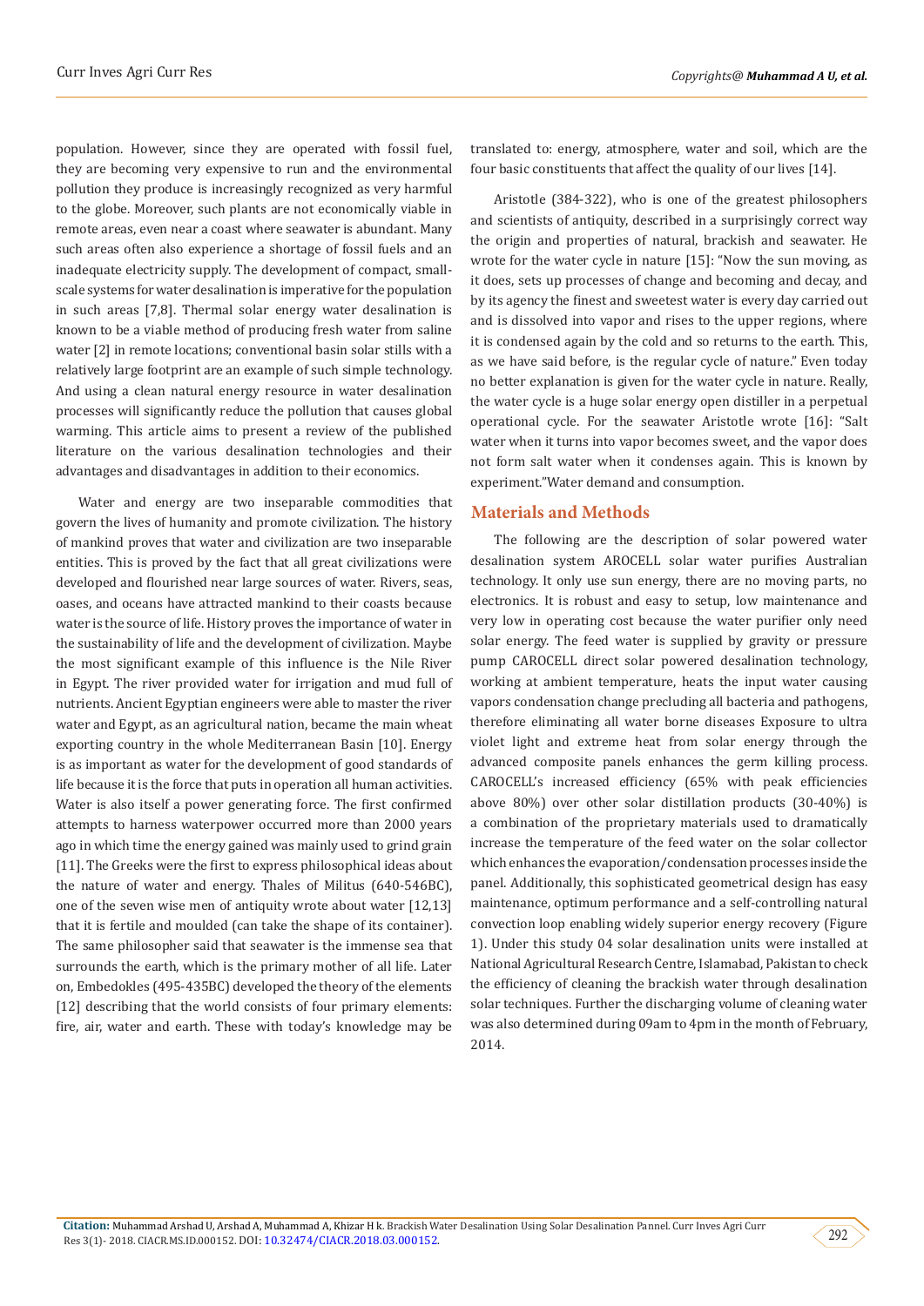population. However, since they are operated with fossil fuel, they are becoming very expensive to run and the environmental pollution they produce is increasingly recognized as very harmful to the globe. Moreover, such plants are not economically viable in remote areas, even near a coast where seawater is abundant. Many such areas often also experience a shortage of fossil fuels and an inadequate electricity supply. The development of compact, small-scale systems for water desalination is imperative for the population in such areas [7,8]. Thermal solar energy water desalination is known to be a viable method of producing fresh water from saline water [2] in remote locations; conventional basin solar stills with a relatively large footprint are an example of such simple technology. And using a clean natural energy resource in water desalination processes will significantly reduce the pollution that causes global warming. This article aims to present a review of the published literature on the various desalination technologies and their advantages and disadvantages in addition to their economics.

Water and energy are two inseparable commodities that govern the lives of humanity and promote civilization. The history of mankind proves that water and civilization are two inseparable entities. This is proved by the fact that all great civilizations were developed and flourished near large sources of water. Rivers, seas, oases, and oceans have attracted mankind to their coasts because water is the source of life. History proves the importance of water in the sustainability of life and the development of civilization. Maybe the most significant example of this influence is the Nile River in Egypt. The river provided water for irrigation and mud full of nutrients. Ancient Egyptian engineers were able to master the river water and Egypt, as an agricultural nation, became the main wheat exporting country in the whole Mediterranean Basin [10]. Energy is as important as water for the development of good standards of life because it is the force that puts in operation all human activities. Water is also itself a power generating force. The first confirmed attempts to harness waterpower occurred more than 2000 years ago in which time the energy gained was mainly used to grind grain [11]. The Greeks were the first to express philosophical ideas about the nature of water and energy. Thales of Militus (640-546BC), one of the seven wise men of antiquity wrote about water [12,13] that it is fertile and moulded (can take the shape of its container). The same philosopher said that seawater is the immense sea that surrounds the earth, which is the primary mother of all life. Later on, Embedokles (495-435BC) developed the theory of the elements [12] describing that the world consists of four primary elements: fire, air, water and earth. These with today's knowledge may be translated to: energy, atmosphere, water and soil, which are the four basic constituents that affect the quality of our lives [14].

Aristotle (384-322), who is one of the greatest philosophers and scientists of antiquity, described in a surprisingly correct way the origin and properties of natural, brackish and seawater. He wrote for the water cycle in nature [15]: "Now the sun moving, as it does, sets up processes of change and becoming and decay, and by its agency the finest and sweetest water is every day carried out and is dissolved into vapor and rises to the upper regions, where it is condensed again by the cold and so returns to the earth. This, as we have said before, is the regular cycle of nature." Even today no better explanation is given for the water cycle in nature. Really, the water cycle is a huge solar energy open distiller in a perpetual operational cycle. For the seawater Aristotle wrote [16]: "Salt water when it turns into vapor becomes sweet, and the vapor does not form salt water when it condenses again. This is known by experiment."Water demand and consumption.

## Materials and Methods

The following are the description of solar powered water desalination system AROCELL solar water purifies Australian technology. It only use sun energy, there are no moving parts, no electronics. It is robust and easy to setup, low maintenance and very low in operating cost because the water purifier only need solar energy. The feed water is supplied by gravity or pressure pump CAROCELL direct solar powered desalination technology, working at ambient temperature, heats the input water causing vapors condensation change precluding all bacteria and pathogens, therefore eliminating all water borne diseases Exposure to ultra violet light and extreme heat from solar energy through the advanced composite panels enhances the germ killing process. CAROCELL's increased efficiency (65% with peak efficiencies above 80%) over other solar distillation products (30-40%) is a combination of the proprietary materials used to dramatically increase the temperature of the feed water on the solar collector which enhances the evaporation/condensation processes inside the panel. Additionally, this sophisticated geometrical design has easy maintenance, optimum performance and a self-controlling natural convection loop enabling widely superior energy recovery (Figure 1). Under this study 04 solar desalination units were installed at National Agricultural Research Centre, Islamabad, Pakistan to check the efficiency of cleaning the brackish water through desalination solar techniques. Further the discharging volume of cleaning water was also determined during 09am to 4pm in the month of February, 2014.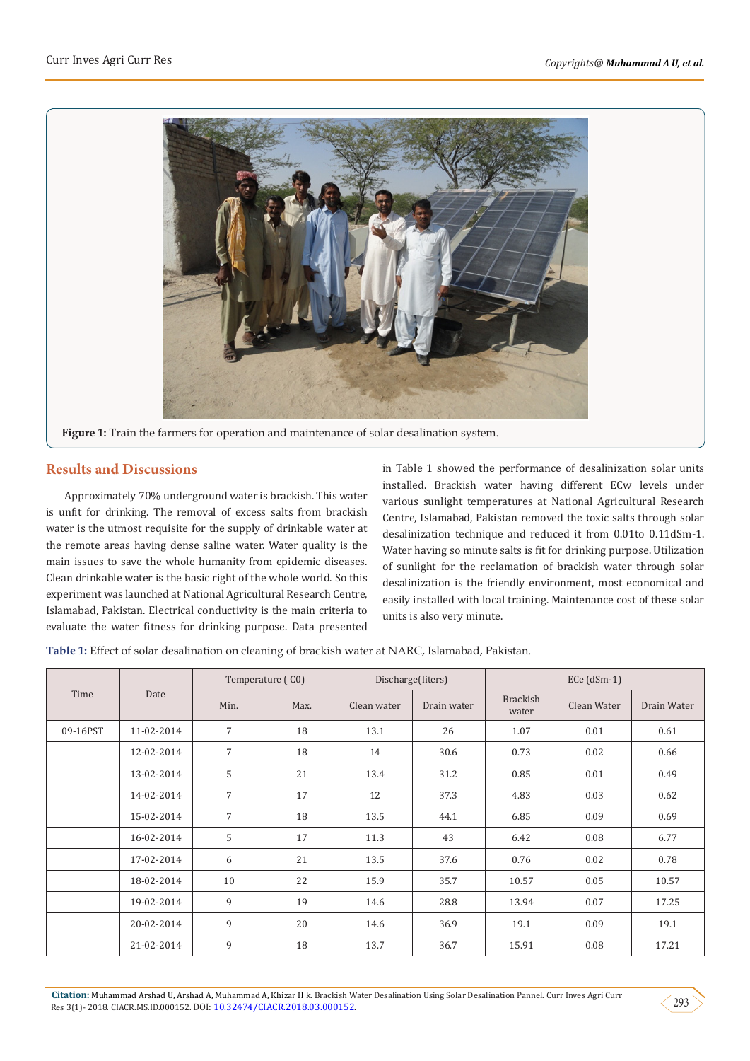Figure 1: Train the farmers for operation and maintenance of solar desalination system.

## Results and Discussions

Approximately 70% underground water is brackish. This water is unfit for drinking. The removal of excess salts from brackish water is the utmost requisite for the supply of drinkable water at the remote areas having dense saline water. Water quality is the main issues to save the whole humanity from epidemic diseases. Clean drinkable water is the basic right of the whole world. So this experiment was launched at National Agricultural Research Centre, Islamabad, Pakistan. Electrical conductivity is the main criteria to evaluate the water fitness for drinking purpose. Data presented in Table 1 showed the performance of desalinization solar units installed. Brackish water having different ECw levels under various sunlight temperatures at National Agricultural Research Centre, Islamabad, Pakistan removed the toxic salts through solar desalinization technique and reduced it from 0.01to 0.11dSm-1. Water having so minute salts is fit for drinking purpose. Utilization of sunlight for the reclamation of brackish water through solar desalinization is the friendly environment, most economical and easily installed with local training. Maintenance cost of these solar units is also very minute.

**Table 1:** Effect of solar desalination on cleaning of brackish water at NARC, Islamabad, Pakistan.

| Time | Date | Temperature ( C0) | | Discharge(liters) | | ECe (dSm-1) | | |
|---|---|---|---|---|---|---|---|---|
| | | Min. | Max. | Clean water | Drain water | Brackish water | Clean Water | Drain Water |
| 09-16PST | 11-02-2014 | 7 | 18 | 13.1 | 26 | 1.07 | 0.01 | 0.61 |
| | 12-02-2014 | 7 | 18 | 14 | 30.6 | 0.73 | 0.02 | 0.66 |
| | 13-02-2014 | 5 | 21 | 13.4 | 31.2 | 0.85 | 0.01 | 0.49 |
| | 14-02-2014 | 7 | 17 | 12 | 37.3 | 4.83 | 0.03 | 0.62 |
| | 15-02-2014 | 7 | 18 | 13.5 | 44.1 | 6.85 | 0.09 | 0.69 |
| | 16-02-2014 | 5 | 17 | 11.3 | 43 | 6.42 | 0.08 | 6.77 |
| | 17-02-2014 | 6 | 21 | 13.5 | 37.6 | 0.76 | 0.02 | 0.78 |
| | 18-02-2014 | 10 | 22 | 15.9 | 35.7 | 10.57 | 0.05 | 10.57 |
| | 19-02-2014 | 9 | 19 | 14.6 | 28.8 | 13.94 | 0.07 | 17.25 |
| | 20-02-2014 | 9 | 20 | 14.6 | 36.9 | 19.1 | 0.09 | 19.1 |
| | 21-02-2014 | 9 | 18 | 13.7 | 36.7 | 15.91 | 0.08 | 17.21 |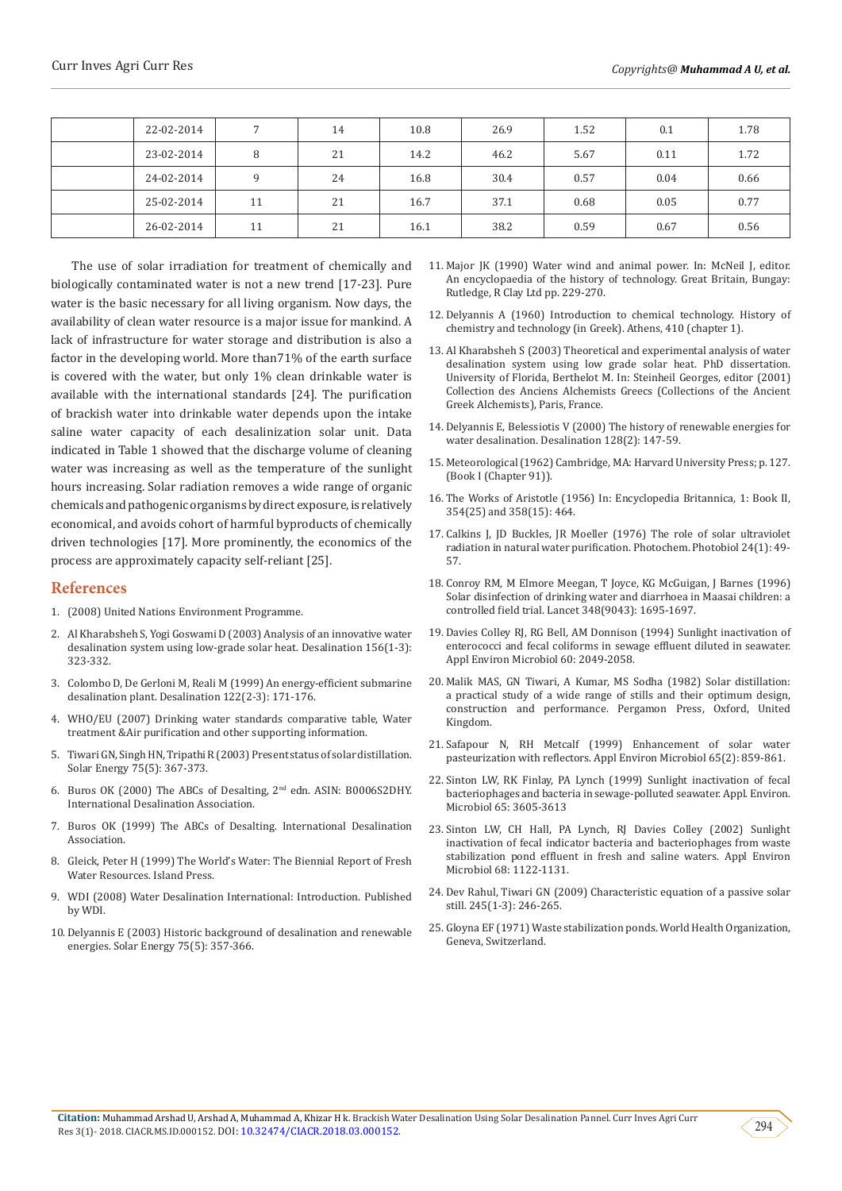|  | 22-02-2014 | 7 | 14 | 10.8 | 26.9 | 1.52 | 0.1 | 1.78 |
|---|---|---|---|---|---|---|---|---|
|  | 23-02-2014 | 8 | 21 | 14.2 | 46.2 | 5.67 | 0.11 | 1.72 |
|  | 24-02-2014 | 9 | 24 | 16.8 | 30.4 | 0.57 | 0.04 | 0.66 |
|  | 25-02-2014 | 11 | 21 | 16.7 | 37.1 | 0.68 | 0.05 | 0.77 |
|  | 26-02-2014 | 11 | 21 | 16.1 | 38.2 | 0.59 | 0.67 | 0.56 |

The use of solar irradiation for treatment of chemically and biologically contaminated water is not a new trend [17-23]. Pure water is the basic necessary for all living organism. Now days, the availability of clean water resource is a major issue for mankind. A lack of infrastructure for water storage and distribution is also a factor in the developing world. More than71% of the earth surface is covered with the water, but only 1% clean drinkable water is available with the international standards [24]. The purification of brackish water into drinkable water depends upon the intake saline water capacity of each desalinization solar unit. Data indicated in Table 1 showed that the discharge volume of cleaning water was increasing as well as the temperature of the sunlight hours increasing. Solar radiation removes a wide range of organic chemicals and pathogenic organisms by direct exposure, is relatively economical, and avoids cohort of harmful byproducts of chemically driven technologies [17]. More prominently, the economics of the process are approximately capacity self-reliant [25].

## References

1. (2008) United Nations Environment Programme.
2. Al Kharabsheh S, Yogi Goswami D (2003) Analysis of an innovative water desalination system using low-grade solar heat. Desalination 156(1-3): 323-332.
3. Colombo D, De Gerloni M, Reali M (1999) An energy-efficient submarine desalination plant. Desalination 122(2-3): 171-176.
4. WHO/EU (2007) Drinking water standards comparative table, Water treatment &Air purification and other supporting information.
5. Tiwari GN, Singh HN, Tripathi R (2003) Present status of solar distillation. Solar Energy 75(5): 367-373.
6. Buros OK (2000) The ABCs of Desalting, 2nd edn. ASIN: B0006S2DHY. International Desalination Association.
7. Buros OK (1999) The ABCs of Desalting. International Desalination Association.
8. Gleick, Peter H (1999) The World's Water: The Biennial Report of Fresh Water Resources. Island Press.
9. WDI (2008) Water Desalination International: Introduction. Published by WDI.
10. Delyannis E (2003) Historic background of desalination and renewable energies. Solar Energy 75(5): 357-366.
11. Major JK (1990) Water wind and animal power. In: McNeil J, editor. An encyclopaedia of the history of technology. Great Britain, Bungay: Rutledge, R Clay Ltd pp. 229-270.
12. Delyannis A (1960) Introduction to chemical technology. History of chemistry and technology (in Greek). Athens, 410 (chapter 1).
13. Al Kharabsheh S (2003) Theoretical and experimental analysis of water desalination system using low grade solar heat. PhD dissertation. University of Florida, Berthelot M. In: Steinheil Georges, editor (2001) Collection des Anciens Alchemists Greecs (Collections of the Ancient Greek Alchemists), Paris, France.
14. Delyannis E, Belessiotis V (2000) The history of renewable energies for water desalination. Desalination 128(2): 147-59.
15. Meteorological (1962) Cambridge, MA: Harvard University Press; p. 127. (Book I (Chapter 91)).
16. The Works of Aristotle (1956) In: Encyclopedia Britannica, 1: Book II, 354(25) and 358(15): 464.
17. Calkins J, JD Buckles, JR Moeller (1976) The role of solar ultraviolet radiation in natural water purification. Photochem. Photobiol 24(1): 49-57.
18. Conroy RM, M Elmore Meegan, T Joyce, KG McGuigan, J Barnes (1996) Solar disinfection of drinking water and diarrhoea in Maasai children: a controlled field trial. Lancet 348(9043): 1695-1697.
19. Davies Colley RJ, RG Bell, AM Donnison (1994) Sunlight inactivation of enterococci and fecal coliforms in sewage effluent diluted in seawater. Appl Environ Microbiol 60: 2049-2058.
20. Malik MAS, GN Tiwari, A Kumar, MS Sodha (1982) Solar distillation: a practical study of a wide range of stills and their optimum design, construction and performance. Pergamon Press, Oxford, United Kingdom.
21. Safapour N, RH Metcalf (1999) Enhancement of solar water pasteurization with reflectors. Appl Environ Microbiol 65(2): 859-861.
22. Sinton LW, RK Finlay, PA Lynch (1999) Sunlight inactivation of fecal bacteriophages and bacteria in sewage-polluted seawater. Appl. Environ. Microbiol 65: 3605-3613
23. Sinton LW, CH Hall, PA Lynch, RJ Davies Colley (2002) Sunlight inactivation of fecal indicator bacteria and bacteriophages from waste stabilization pond effluent in fresh and saline waters. Appl Environ Microbiol 68: 1122-1131.
24. Dev Rahul, Tiwari GN (2009) Characteristic equation of a passive solar still. 245(1-3): 246-265.
25. Gloyna EF (1971) Waste stabilization ponds. World Health Organization, Geneva, Switzerland.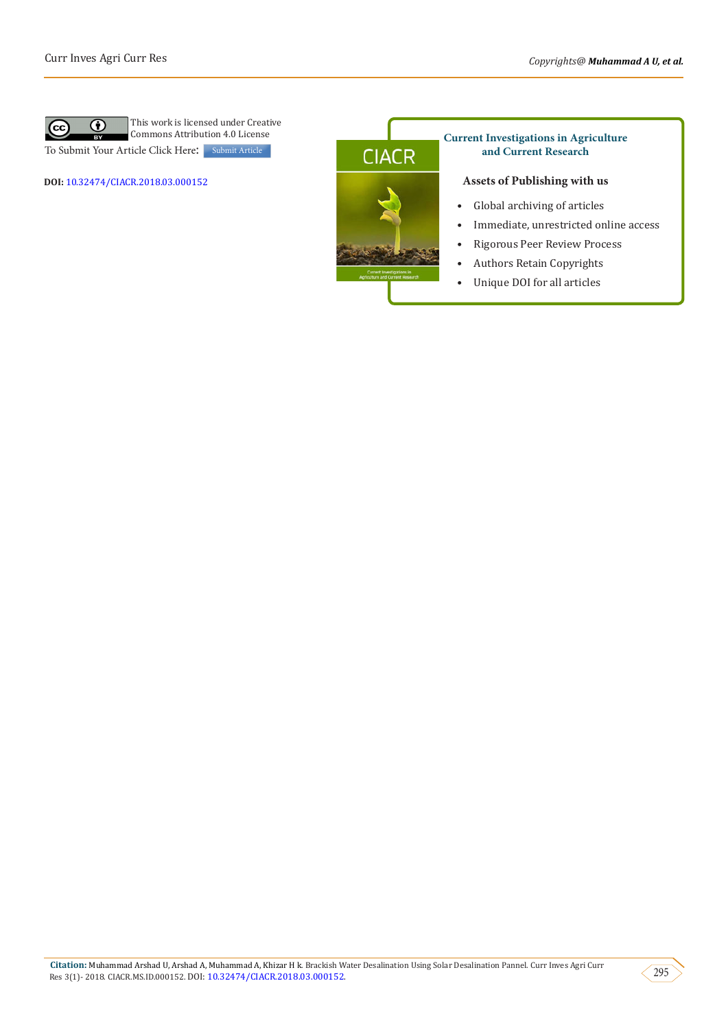This work is licensed under Creative Commons Attribution 4.0 License

To Submit Your Article Click Here: Submit Article

**DOI:** 10.32474/CIACR.2018.03.000152

**Current Investigations in Agriculture and Current Research**

CIACR

**Assets of Publishing with us**

- Global archiving of articles
- Immediate, unrestricted online access
- Rigorous Peer Review Process
- Authors Retain Copyrights
- Unique DOI for all articles

**Citation:** Muhammad Arshad U, Arshad A, Muhammad A, Khizar H k. Brackish Water Desalination Using Solar Desalination Pannel. Curr Inves Agri Curr Res 3(1)- 2018. CIACR.MS.ID.000152. DOI: 10.32474/CIACR.2018.03.000152.